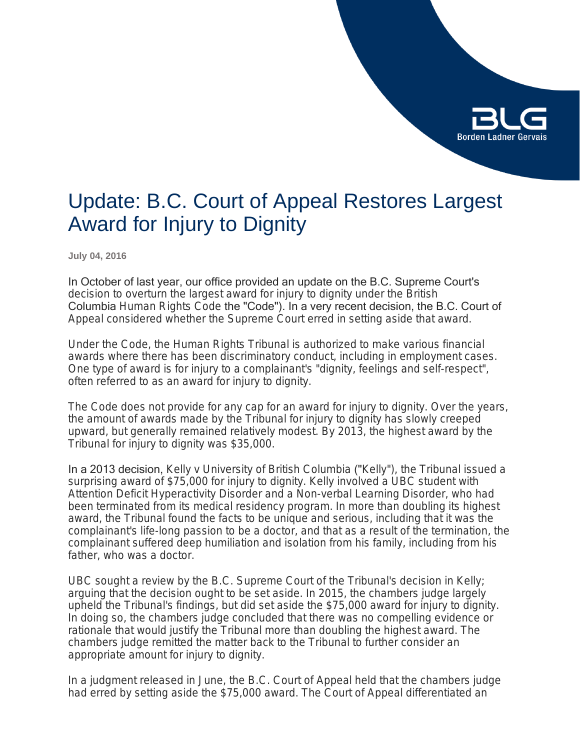# Update: B.C. Court of Appeal Restores Largest Award for Injury to Dignity

**July 04, 2016**

In October of last year, our office provided an update on the B.C. Supreme Court's decision to overturn the largest award for injury to dignity under the British Columbia Human Rights Code the "Code"). In a very recent decision, the B.C. Court of Appeal considered whether the Supreme Court erred in setting aside that award.

Under the Code, the Human Rights Tribunal is authorized to make various financial awards where there has been discriminatory conduct, including in employment cases. One type of award is for injury to a complainant's "dignity, feelings and self-respect", often referred to as an award for injury to dignity.

The Code does not provide for any cap for an award for injury to dignity. Over the years, the amount of awards made by the Tribunal for injury to dignity has slowly creeped upward, but generally remained relatively modest. By 2013, the highest award by the Tribunal for injury to dignity was $35,000.

In a 2013 decision, Kelly v University of British Columbia ("Kelly"), the Tribunal issued a surprising award of $75,000 for injury to dignity. Kelly involved a UBC student with Attention Deficit Hyperactivity Disorder and a Non-verbal Learning Disorder, who had been terminated from its medical residency program. In more than doubling its highest award, the Tribunal found the facts to be unique and serious, including that it was the complainant's life-long passion to be a doctor, and that as a result of the termination, the complainant suffered deep humiliation and isolation from his family, including from his father, who was a doctor.

UBC sought a review by the B.C. Supreme Court of the Tribunal's decision in Kelly; arguing that the decision ought to be set aside. In 2015, the chambers judge largely upheld the Tribunal's findings, but did set aside the $75,000 award for injury to dignity. In doing so, the chambers judge concluded that there was no compelling evidence or rationale that would justify the Tribunal more than doubling the highest award. The chambers judge remitted the matter back to the Tribunal to further consider an appropriate amount for injury to dignity.

In a judgment released in June, the B.C. Court of Appeal held that the chambers judge had erred by setting aside the $75,000 award. The Court of Appeal differentiated an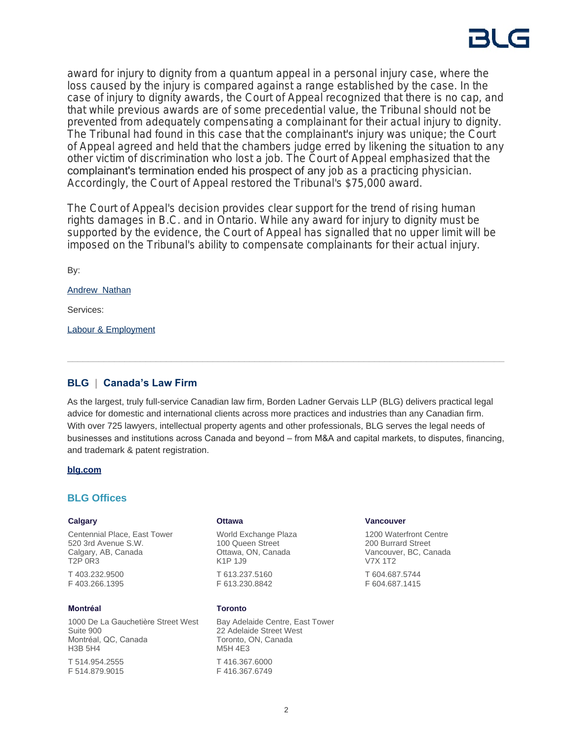award for injury to dignity from a quantum appeal in a personal injury case, where the loss caused by the injury is compared against a range established by the case. In the case of injury to dignity awards, the Court of Appeal recognized that there is no cap, and that while previous awards are of some precedential value, the Tribunal should not be prevented from adequately compensating a complainant for their actual injury to dignity. The Tribunal had found in this case that the complainant's injury was unique; the Court of Appeal agreed and held that the chambers judge erred by likening the situation to any other victim of discrimination who lost a job. The Court of Appeal emphasized that the complainant's termination ended his prospect of any job as a practicing physician. Accordingly, the Court of Appeal restored the Tribunal's $75,000 award.

The Court of Appeal's decision provides clear support for the trend of rising human rights damages in B.C. and in Ontario. While any award for injury to dignity must be supported by the evidence, the Court of Appeal has signalled that no upper limit will be imposed on the Tribunal's ability to compensate complainants for their actual injury.

By:

Andrew Nathan

Services:

Labour & Employment

---

## BLG | Canada's Law Firm

As the largest, truly full-service Canadian law firm, Borden Ladner Gervais LLP (BLG) delivers practical legal advice for domestic and international clients across more practices and industries than any Canadian firm. With over 725 lawyers, intellectual property agents and other professionals, BLG serves the legal needs of businesses and institutions across Canada and beyond – from M&A and capital markets, to disputes, financing, and trademark & patent registration.

**blg.com**

## BLG Offices

**Calgary**

Centennial Place, East Tower
520 3rd Avenue S.W.
Calgary, AB, Canada
T2P 0R3

T 403.232.9500
F 403.266.1395

**Ottawa**

World Exchange Plaza
100 Queen Street
Ottawa, ON, Canada
K1P 1J9

T 613.237.5160
F 613.230.8842

**Vancouver**

1200 Waterfront Centre
200 Burrard Street
Vancouver, BC, Canada
V7X 1T2

T 604.687.5744
F 604.687.1415

**Montréal**

1000 De La Gauchetière Street West
Suite 900
Montréal, QC, Canada
H3B 5H4

T 514.954.2555
F 514.879.9015

**Toronto**

Bay Adelaide Centre, East Tower
22 Adelaide Street West
Toronto, ON, Canada
M5H 4E3

T 416.367.6000
F 416.367.6749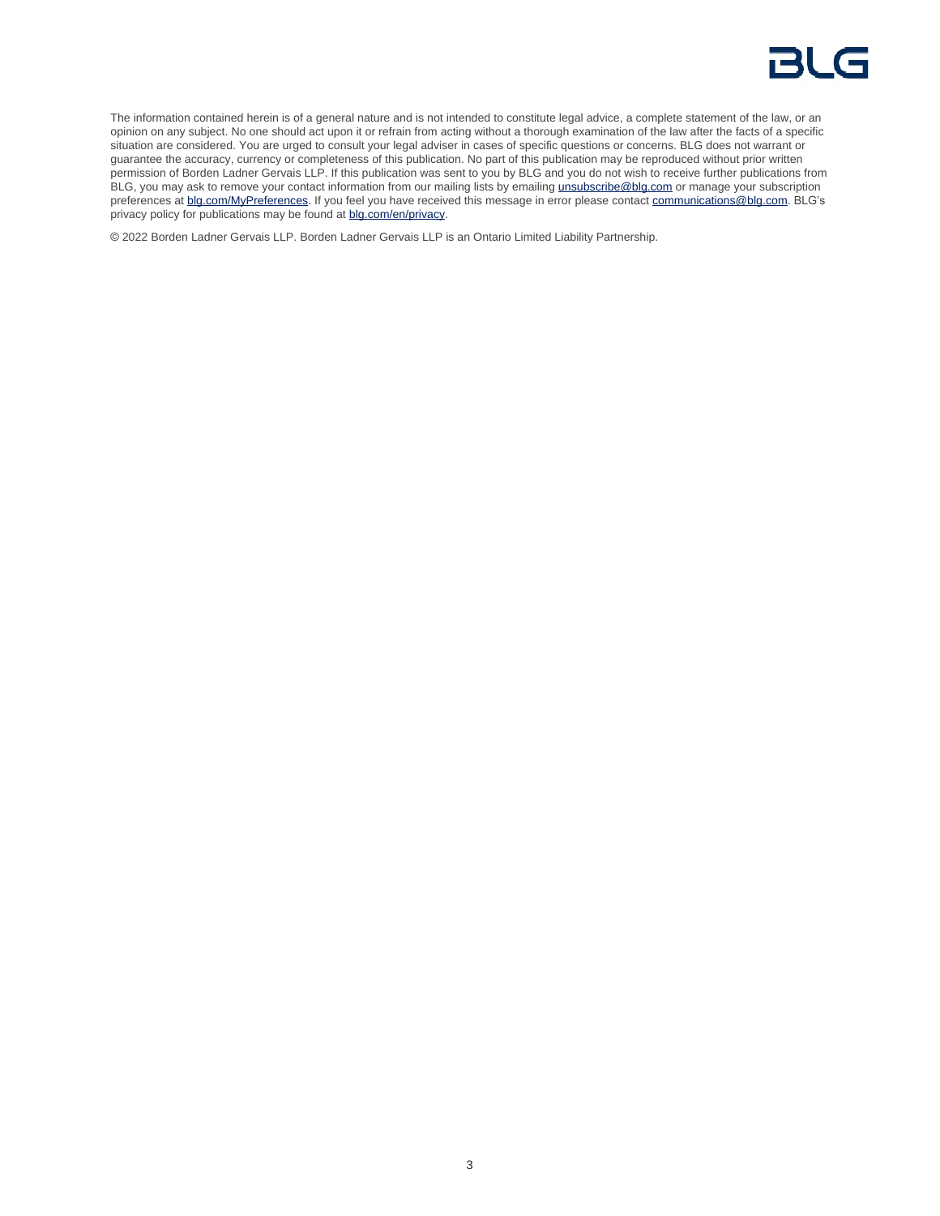The information contained herein is of a general nature and is not intended to constitute legal advice, a complete statement of the law, or an opinion on any subject. No one should act upon it or refrain from acting without a thorough examination of the law after the facts of a specific situation are considered. You are urged to consult your legal adviser in cases of specific questions or concerns. BLG does not warrant or guarantee the accuracy, currency or completeness of this publication. No part of this publication may be reproduced without prior written permission of Borden Ladner Gervais LLP. If this publication was sent to you by BLG and you do not wish to receive further publications from BLG, you may ask to remove your contact information from our mailing lists by emailing unsubscribe@blg.com or manage your subscription preferences at blg.com/MyPreferences. If you feel you have received this message in error please contact communications@blg.com. BLG's privacy policy for publications may be found at blg.com/en/privacy.

© 2022 Borden Ladner Gervais LLP. Borden Ladner Gervais LLP is an Ontario Limited Liability Partnership.